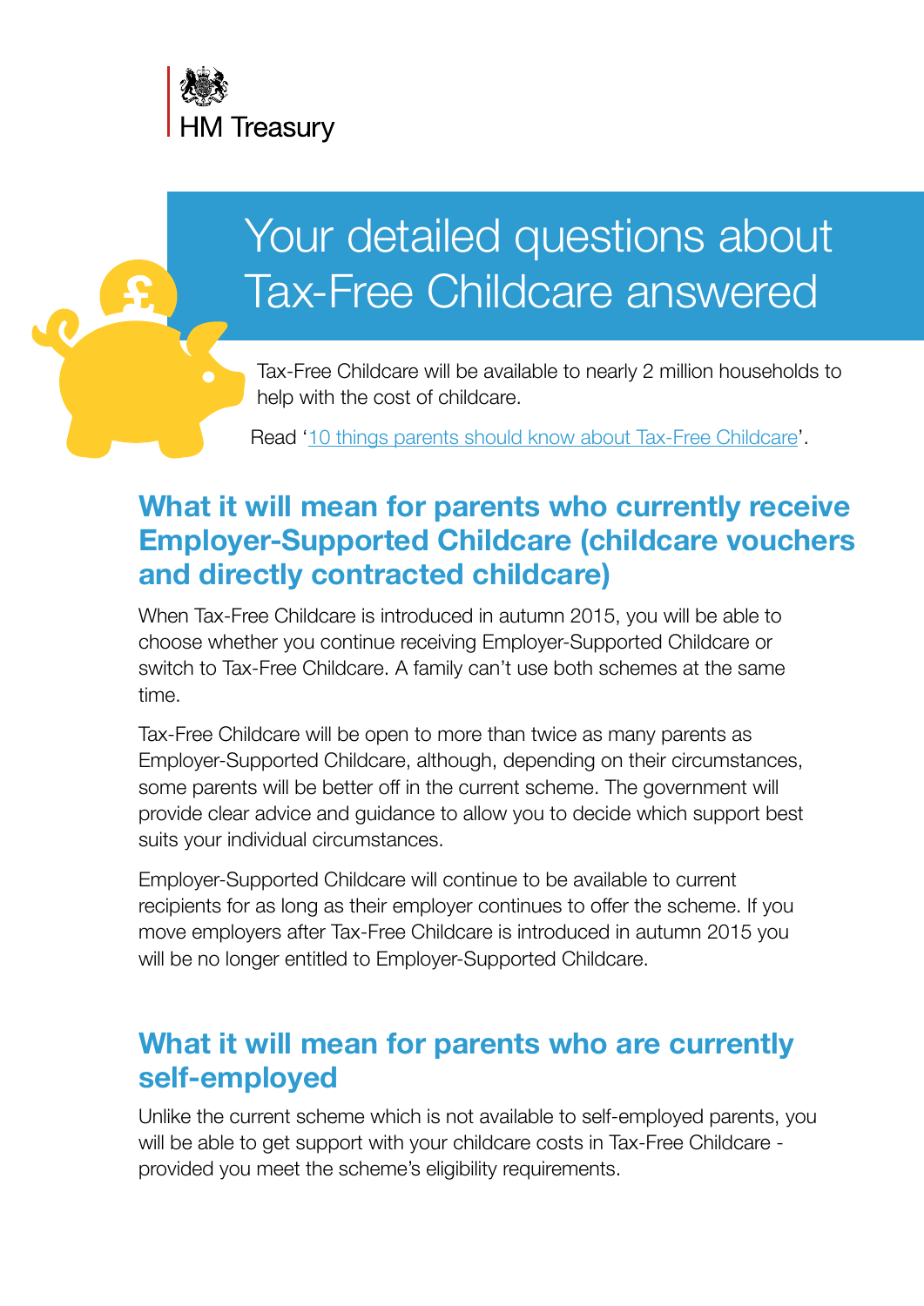HM Treasury

# Your detailed questions about Tax-Free Childcare answered

Tax-Free Childcare will be available to nearly 2 million households to help with the cost of childcare.

Read '10 things parents should know about Tax-Free Childcare'.

## What it will mean for parents who currently receive Employer-Supported Childcare (childcare vouchers and directly contracted childcare)

When Tax-Free Childcare is introduced in autumn 2015, you will be able to choose whether you continue receiving Employer-Supported Childcare or switch to Tax-Free Childcare. A family can't use both schemes at the same time.

Tax-Free Childcare will be open to more than twice as many parents as Employer-Supported Childcare, although, depending on their circumstances, some parents will be better off in the current scheme. The government will provide clear advice and guidance to allow you to decide which support best suits your individual circumstances.

Employer-Supported Childcare will continue to be available to current recipients for as long as their employer continues to offer the scheme. If you move employers after Tax-Free Childcare is introduced in autumn 2015 you will be no longer entitled to Employer-Supported Childcare.

## What it will mean for parents who are currently self-employed

Unlike the current scheme which is not available to self-employed parents, you will be able to get support with your childcare costs in Tax-Free Childcare - provided you meet the scheme's eligibility requirements.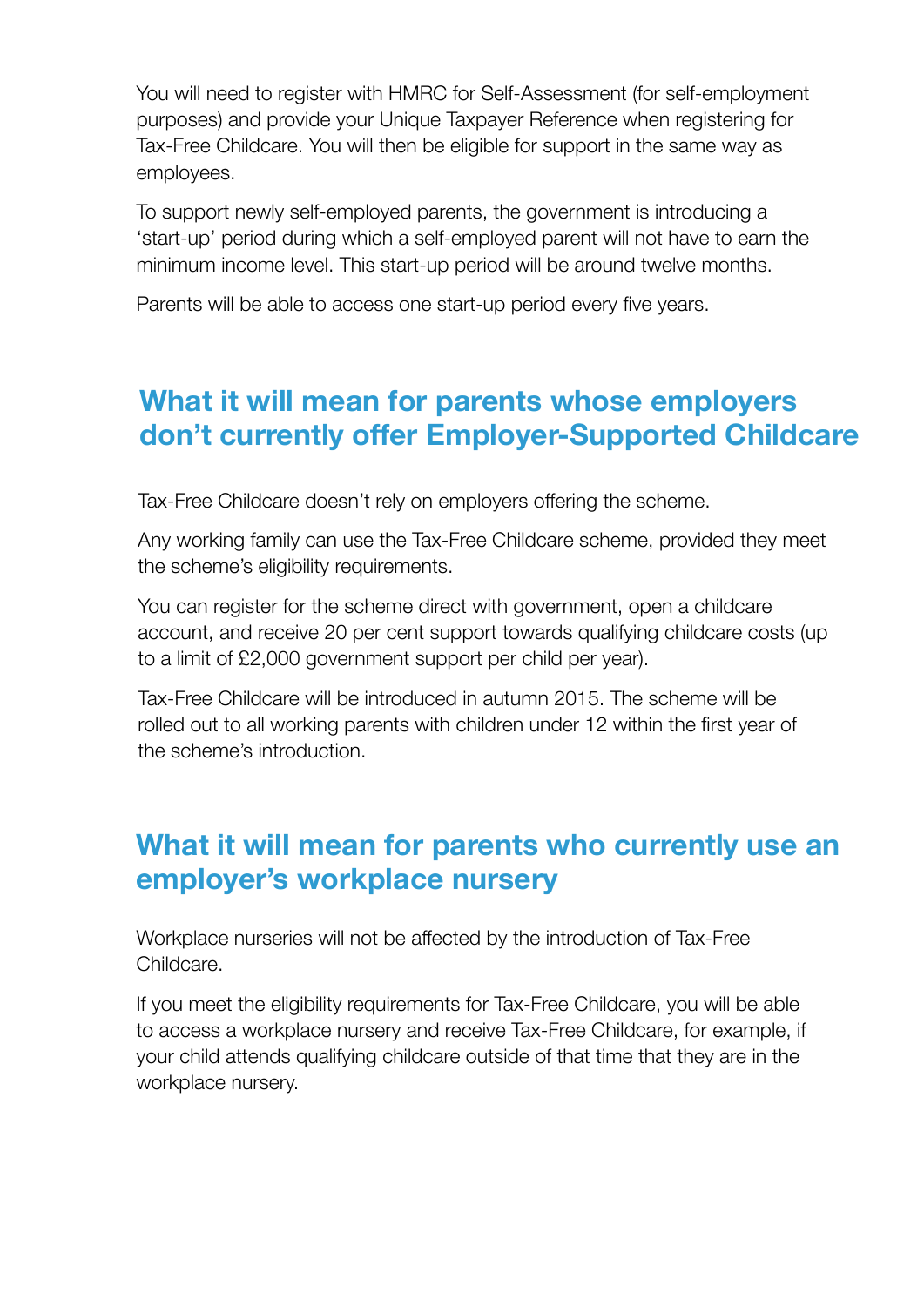You will need to register with HMRC for Self-Assessment (for self-employment purposes) and provide your Unique Taxpayer Reference when registering for Tax-Free Childcare. You will then be eligible for support in the same way as employees.

To support newly self-employed parents, the government is introducing a 'start-up' period during which a self-employed parent will not have to earn the minimum income level. This start-up period will be around twelve months.

Parents will be able to access one start-up period every five years.

## What it will mean for parents whose employers don't currently offer Employer-Supported Childcare

Tax-Free Childcare doesn't rely on employers offering the scheme.

Any working family can use the Tax-Free Childcare scheme, provided they meet the scheme's eligibility requirements.

You can register for the scheme direct with government, open a childcare account, and receive 20 per cent support towards qualifying childcare costs (up to a limit of £2,000 government support per child per year).

Tax-Free Childcare will be introduced in autumn 2015. The scheme will be rolled out to all working parents with children under 12 within the first year of the scheme's introduction.

## What it will mean for parents who currently use an employer's workplace nursery

Workplace nurseries will not be affected by the introduction of Tax-Free Childcare.

If you meet the eligibility requirements for Tax-Free Childcare, you will be able to access a workplace nursery and receive Tax-Free Childcare, for example, if your child attends qualifying childcare outside of that time that they are in the workplace nursery.